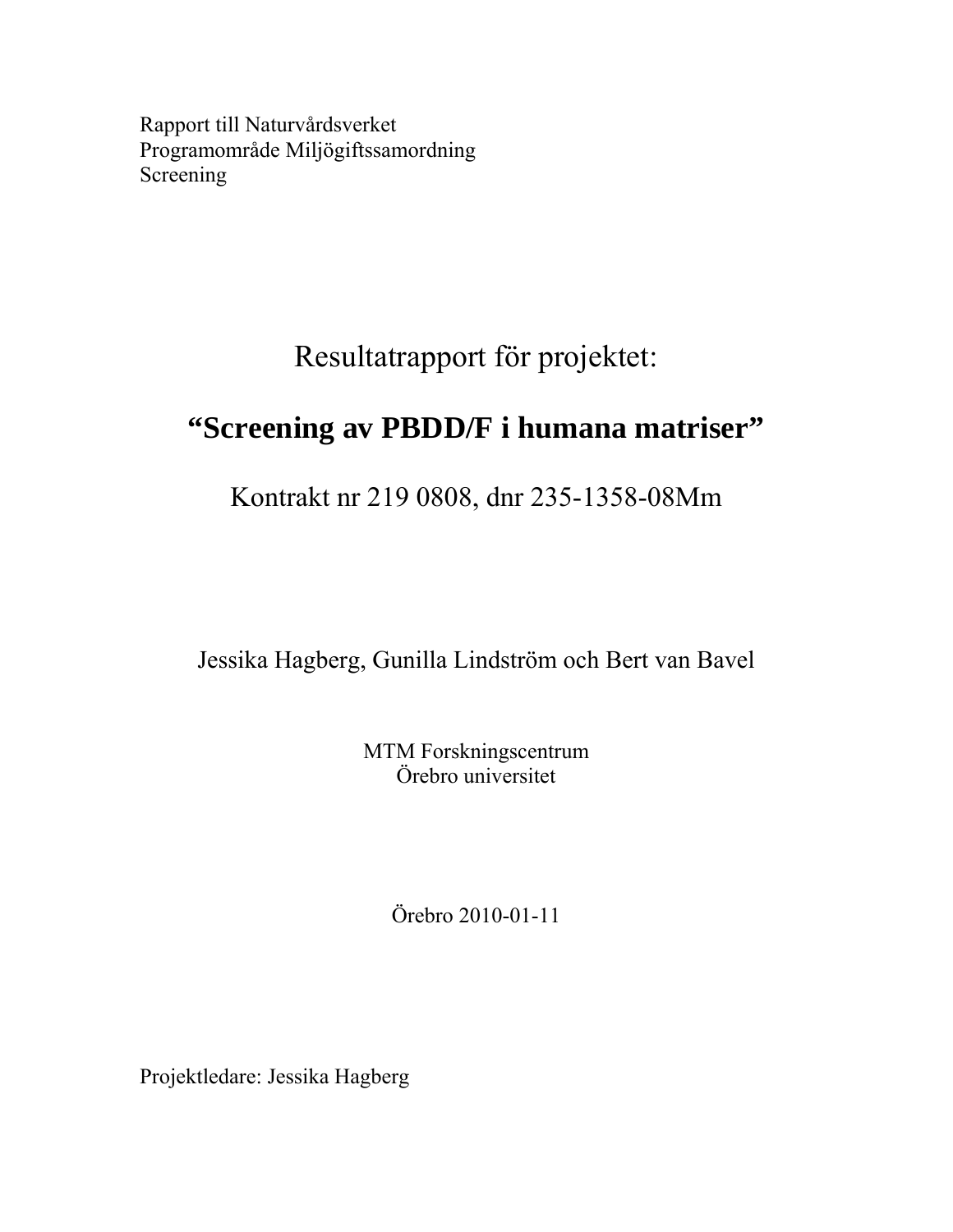Rapport till Naturvårdsverket
Programområde Miljögiftssamordning
Screening

# Resultatrapport för projektet:

# **"Screening av PBDD/F i humana matriser"**

Kontrakt nr 219 0808, dnr 235-1358-08Mm

Jessika Hagberg, Gunilla Lindström och Bert van Bavel

MTM Forskningscentrum
Örebro universitet

Örebro 2010-01-11

Projektledare: Jessika Hagberg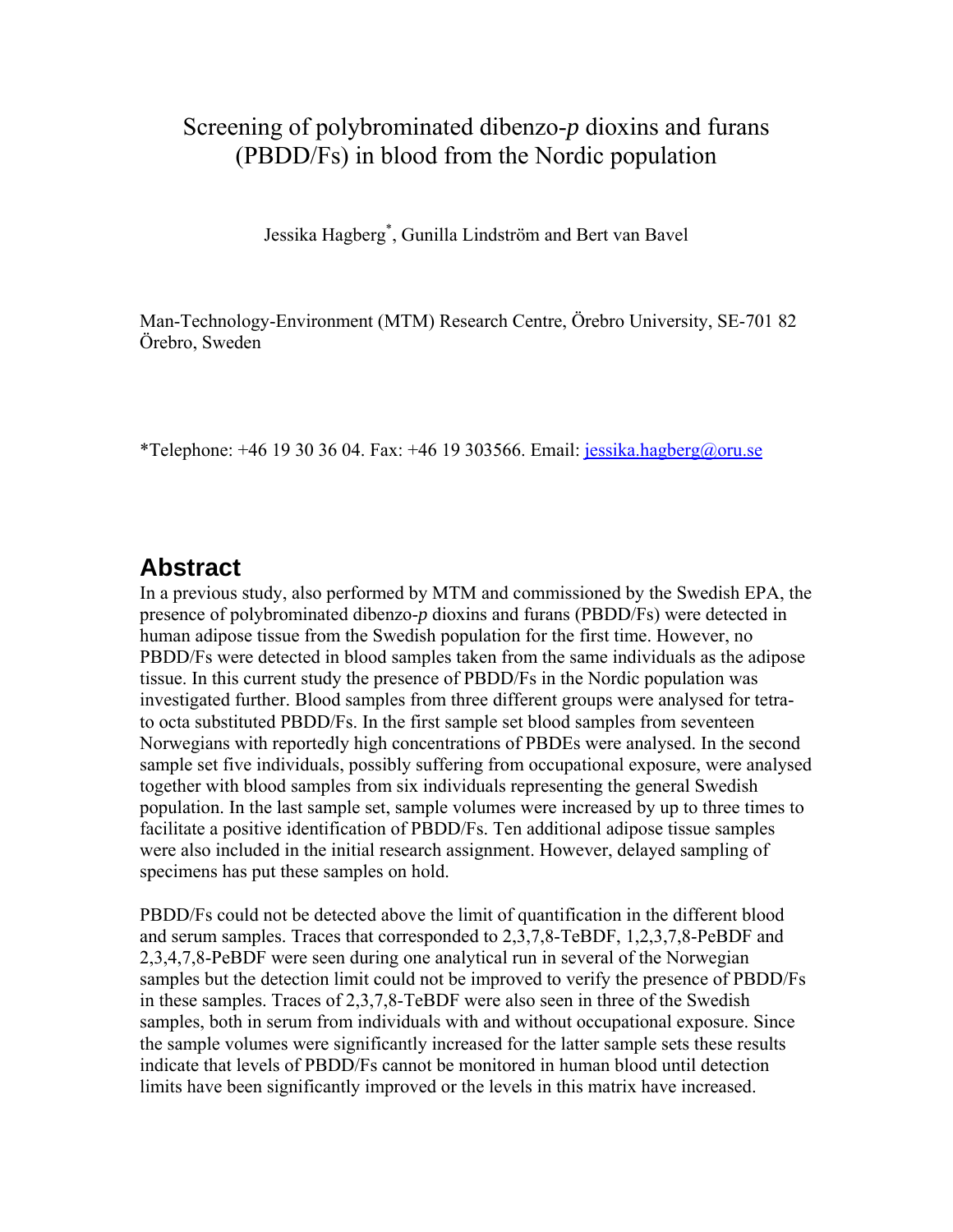# Screening of polybrominated dibenzo-*p* dioxins and furans (PBDD/Fs) in blood from the Nordic population

Jessika Hagberg[*], Gunilla Lindström and Bert van Bavel

Man-Technology-Environment (MTM) Research Centre, Örebro University, SE-701 82 Örebro, Sweden

*Telephone: +46 19 30 36 04. Fax: +46 19 303566. Email: jessika.hagberg@oru.se

## Abstract

In a previous study, also performed by MTM and commissioned by the Swedish EPA, the presence of polybrominated dibenzo-*p* dioxins and furans (PBDD/Fs) were detected in human adipose tissue from the Swedish population for the first time. However, no PBDD/Fs were detected in blood samples taken from the same individuals as the adipose tissue. In this current study the presence of PBDD/Fs in the Nordic population was investigated further. Blood samples from three different groups were analysed for tetra- to octa substituted PBDD/Fs. In the first sample set blood samples from seventeen Norwegians with reportedly high concentrations of PBDEs were analysed. In the second sample set five individuals, possibly suffering from occupational exposure, were analysed together with blood samples from six individuals representing the general Swedish population. In the last sample set, sample volumes were increased by up to three times to facilitate a positive identification of PBDD/Fs. Ten additional adipose tissue samples were also included in the initial research assignment. However, delayed sampling of specimens has put these samples on hold.

PBDD/Fs could not be detected above the limit of quantification in the different blood and serum samples. Traces that corresponded to 2,3,7,8-TeBDF, 1,2,3,7,8-PeBDF and 2,3,4,7,8-PeBDF were seen during one analytical run in several of the Norwegian samples but the detection limit could not be improved to verify the presence of PBDD/Fs in these samples. Traces of 2,3,7,8-TeBDF were also seen in three of the Swedish samples, both in serum from individuals with and without occupational exposure. Since the sample volumes were significantly increased for the latter sample sets these results indicate that levels of PBDD/Fs cannot be monitored in human blood until detection limits have been significantly improved or the levels in this matrix have increased.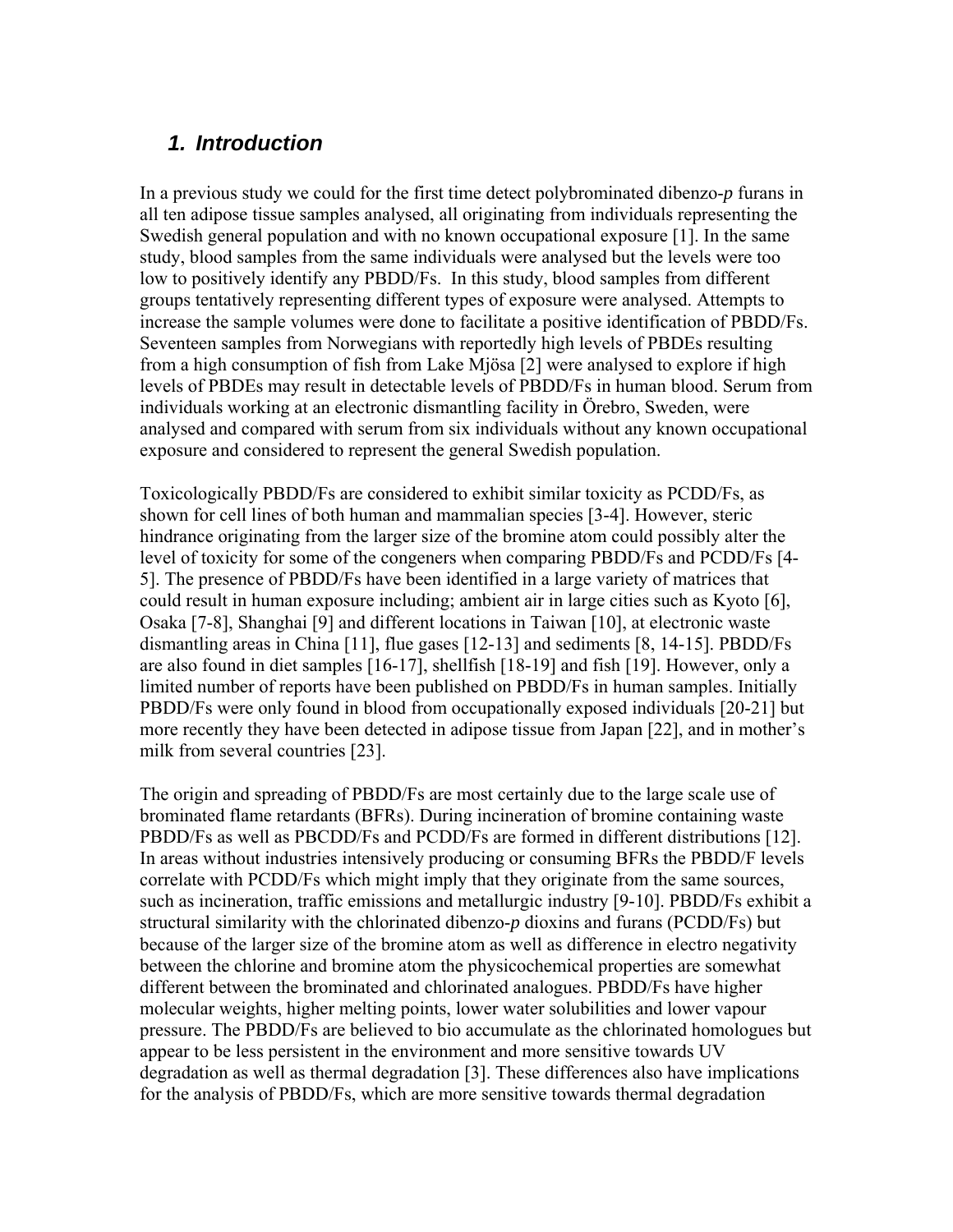## *1. Introduction*

In a previous study we could for the first time detect polybrominated dibenzo-*p* furans in all ten adipose tissue samples analysed, all originating from individuals representing the Swedish general population and with no known occupational exposure [1]. In the same study, blood samples from the same individuals were analysed but the levels were too low to positively identify any PBDD/Fs. In this study, blood samples from different groups tentatively representing different types of exposure were analysed. Attempts to increase the sample volumes were done to facilitate a positive identification of PBDD/Fs. Seventeen samples from Norwegians with reportedly high levels of PBDEs resulting from a high consumption of fish from Lake Mjösa [2] were analysed to explore if high levels of PBDEs may result in detectable levels of PBDD/Fs in human blood. Serum from individuals working at an electronic dismantling facility in Örebro, Sweden, were analysed and compared with serum from six individuals without any known occupational exposure and considered to represent the general Swedish population.

Toxicologically PBDD/Fs are considered to exhibit similar toxicity as PCDD/Fs, as shown for cell lines of both human and mammalian species [3-4]. However, steric hindrance originating from the larger size of the bromine atom could possibly alter the level of toxicity for some of the congeners when comparing PBDD/Fs and PCDD/Fs [4-5]. The presence of PBDD/Fs have been identified in a large variety of matrices that could result in human exposure including; ambient air in large cities such as Kyoto [6], Osaka [7-8], Shanghai [9] and different locations in Taiwan [10], at electronic waste dismantling areas in China [11], flue gases [12-13] and sediments [8, 14-15]. PBDD/Fs are also found in diet samples [16-17], shellfish [18-19] and fish [19]. However, only a limited number of reports have been published on PBDD/Fs in human samples. Initially PBDD/Fs were only found in blood from occupationally exposed individuals [20-21] but more recently they have been detected in adipose tissue from Japan [22], and in mother's milk from several countries [23].

The origin and spreading of PBDD/Fs are most certainly due to the large scale use of brominated flame retardants (BFRs). During incineration of bromine containing waste PBDD/Fs as well as PBCDD/Fs and PCDD/Fs are formed in different distributions [12]. In areas without industries intensively producing or consuming BFRs the PBDD/F levels correlate with PCDD/Fs which might imply that they originate from the same sources, such as incineration, traffic emissions and metallurgic industry [9-10]. PBDD/Fs exhibit a structural similarity with the chlorinated dibenzo-*p* dioxins and furans (PCDD/Fs) but because of the larger size of the bromine atom as well as difference in electro negativity between the chlorine and bromine atom the physicochemical properties are somewhat different between the brominated and chlorinated analogues. PBDD/Fs have higher molecular weights, higher melting points, lower water solubilities and lower vapour pressure. The PBDD/Fs are believed to bio accumulate as the chlorinated homologues but appear to be less persistent in the environment and more sensitive towards UV degradation as well as thermal degradation [3]. These differences also have implications for the analysis of PBDD/Fs, which are more sensitive towards thermal degradation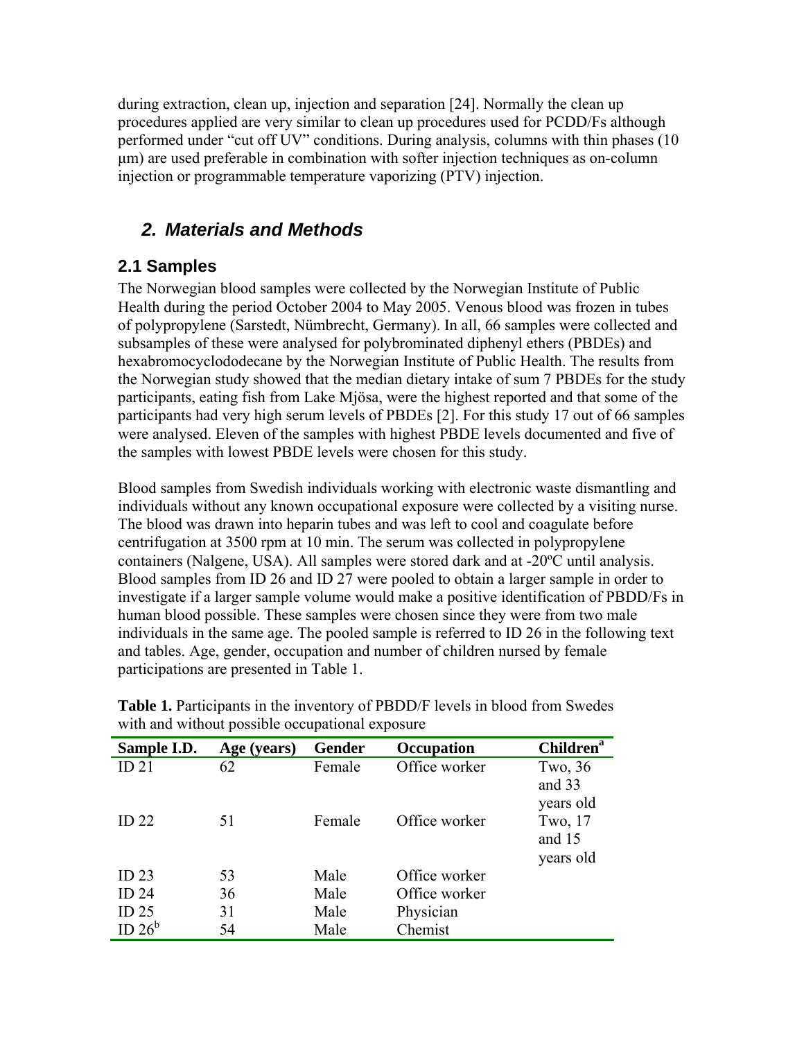during extraction, clean up, injection and separation [24]. Normally the clean up procedures applied are very similar to clean up procedures used for PCDD/Fs although performed under "cut off UV" conditions. During analysis, columns with thin phases (10 μm) are used preferable in combination with softer injection techniques as on-column injection or programmable temperature vaporizing (PTV) injection.

## 2. Materials and Methods

### 2.1 Samples

The Norwegian blood samples were collected by the Norwegian Institute of Public Health during the period October 2004 to May 2005. Venous blood was frozen in tubes of polypropylene (Sarstedt, Nümbrecht, Germany). In all, 66 samples were collected and subsamples of these were analysed for polybrominated diphenyl ethers (PBDEs) and hexabromocyclododecane by the Norwegian Institute of Public Health. The results from the Norwegian study showed that the median dietary intake of sum 7 PBDEs for the study participants, eating fish from Lake Mjösa, were the highest reported and that some of the participants had very high serum levels of PBDEs [2]. For this study 17 out of 66 samples were analysed. Eleven of the samples with highest PBDE levels documented and five of the samples with lowest PBDE levels were chosen for this study.

Blood samples from Swedish individuals working with electronic waste dismantling and individuals without any known occupational exposure were collected by a visiting nurse. The blood was drawn into heparin tubes and was left to cool and coagulate before centrifugation at 3500 rpm at 10 min. The serum was collected in polypropylene containers (Nalgene, USA). All samples were stored dark and at -20ºC until analysis. Blood samples from ID 26 and ID 27 were pooled to obtain a larger sample in order to investigate if a larger sample volume would make a positive identification of PBDD/Fs in human blood possible. These samples were chosen since they were from two male individuals in the same age. The pooled sample is referred to ID 26 in the following text and tables. Age, gender, occupation and number of children nursed by female participations are presented in Table 1.

**Table 1.** Participants in the inventory of PBDD/F levels in blood from Swedes with and without possible occupational exposure

| Sample I.D. | Age (years) | Gender | Occupation | Children[a] |
|---|---|---|---|---|
| ID 21 | 62 | Female | Office worker | Two, 36 and 33 years old |
| ID 22 | 51 | Female | Office worker | Two, 17 and 15 years old |
| ID 23 | 53 | Male | Office worker | |
| ID 24 | 36 | Male | Office worker | |
| ID 25 | 31 | Male | Physician | |
| ID 26[b] | 54 | Male | Chemist | |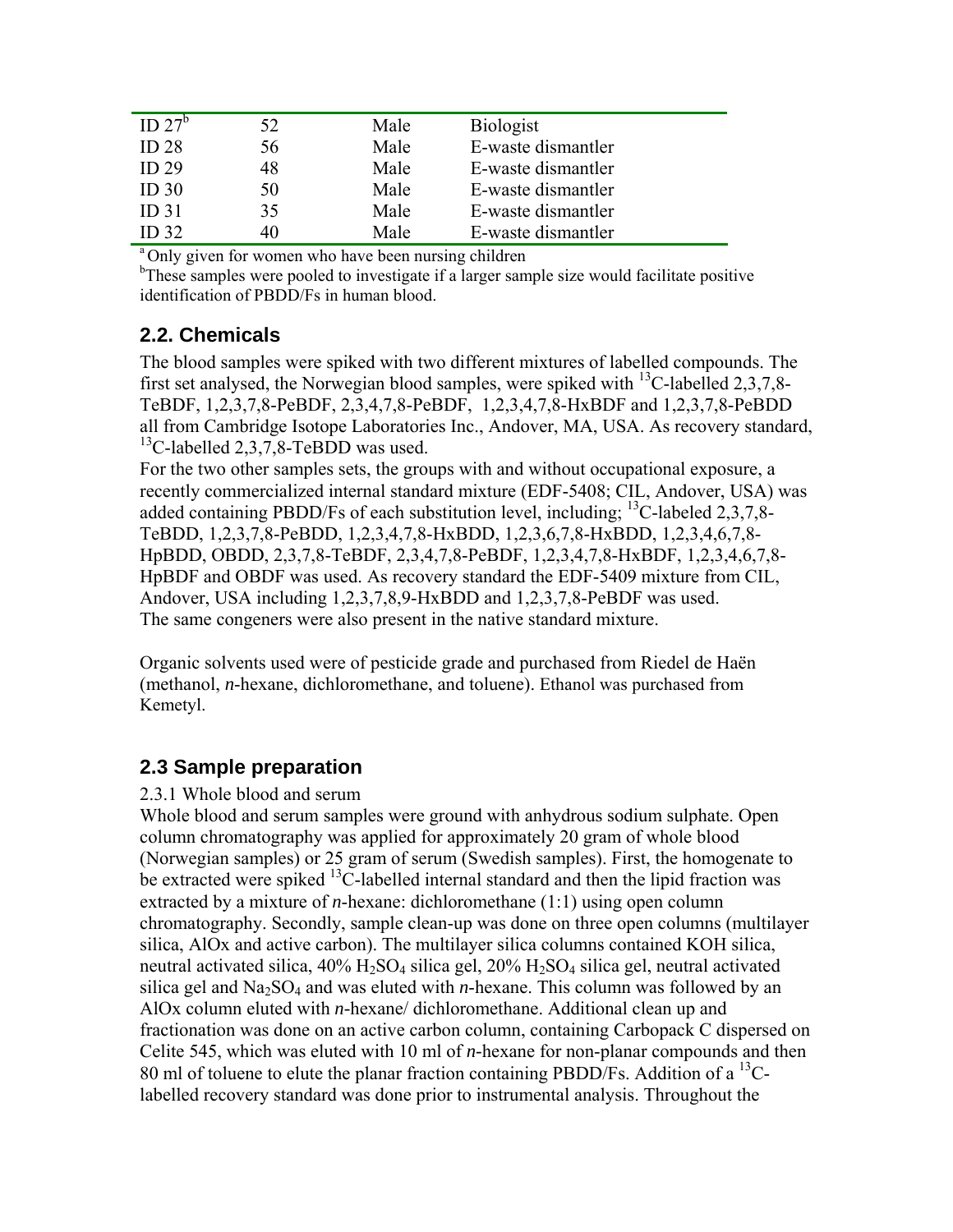| ID 27[b] | 52 | Male | Biologist |
|---|---|---|---|
| ID 28 | 56 | Male | E-waste dismantler |
| ID 29 | 48 | Male | E-waste dismantler |
| ID 30 | 50 | Male | E-waste dismantler |
| ID 31 | 35 | Male | E-waste dismantler |
| ID 32 | 40 | Male | E-waste dismantler |

[a] Only given for women who have been nursing children

[b] These samples were pooled to investigate if a larger sample size would facilitate positive identification of PBDD/Fs in human blood.

## 2.2. Chemicals

The blood samples were spiked with two different mixtures of labelled compounds. The first set analysed, the Norwegian blood samples, were spiked with $^{13}C$-labelled 2,3,7,8-TeBDF, 1,2,3,7,8-PeBDF, 2,3,4,7,8-PeBDF, 1,2,3,4,7,8-HxBDF and 1,2,3,7,8-PeBDD all from Cambridge Isotope Laboratories Inc., Andover, MA, USA. As recovery standard, $^{13}C$-labelled 2,3,7,8-TeBDD was used.

For the two other samples sets, the groups with and without occupational exposure, a recently commercialized internal standard mixture (EDF-5408; CIL, Andover, USA) was added containing PBDD/Fs of each substitution level, including; $^{13}C$-labeled 2,3,7,8-TeBDD, 1,2,3,7,8-PeBDD, 1,2,3,4,7,8-HxBDD, 1,2,3,6,7,8-HxBDD, 1,2,3,4,6,7,8-HpBDD, OBDD, 2,3,7,8-TeBDF, 2,3,4,7,8-PeBDF, 1,2,3,4,7,8-HxBDF, 1,2,3,4,6,7,8-HpBDF and OBDF was used. As recovery standard the EDF-5409 mixture from CIL, Andover, USA including 1,2,3,7,8,9-HxBDD and 1,2,3,7,8-PeBDF was used. The same congeners were also present in the native standard mixture.

Organic solvents used were of pesticide grade and purchased from Riedel de Haën (methanol, *n*-hexane, dichloromethane, and toluene). Ethanol was purchased from Kemetyl.

## 2.3 Sample preparation

2.3.1 Whole blood and serum

Whole blood and serum samples were ground with anhydrous sodium sulphate. Open column chromatography was applied for approximately 20 gram of whole blood (Norwegian samples) or 25 gram of serum (Swedish samples). First, the homogenate to be extracted were spiked $^{13}C$-labelled internal standard and then the lipid fraction was extracted by a mixture of *n*-hexane: dichloromethane (1:1) using open column chromatography. Secondly, sample clean-up was done on three open columns (multilayer silica, AlOx and active carbon). The multilayer silica columns contained KOH silica, neutral activated silica, 40% $H_2SO_4$ silica gel, 20% $H_2SO_4$ silica gel, neutral activated silica gel and $Na_2SO_4$ and was eluted with *n*-hexane. This column was followed by an AlOx column eluted with *n*-hexane/ dichloromethane. Additional clean up and fractionation was done on an active carbon column, containing Carbopack C dispersed on Celite 545, which was eluted with 10 ml of *n*-hexane for non-planar compounds and then 80 ml of toluene to elute the planar fraction containing PBDD/Fs. Addition of a $^{13}C$-labelled recovery standard was done prior to instrumental analysis. Throughout the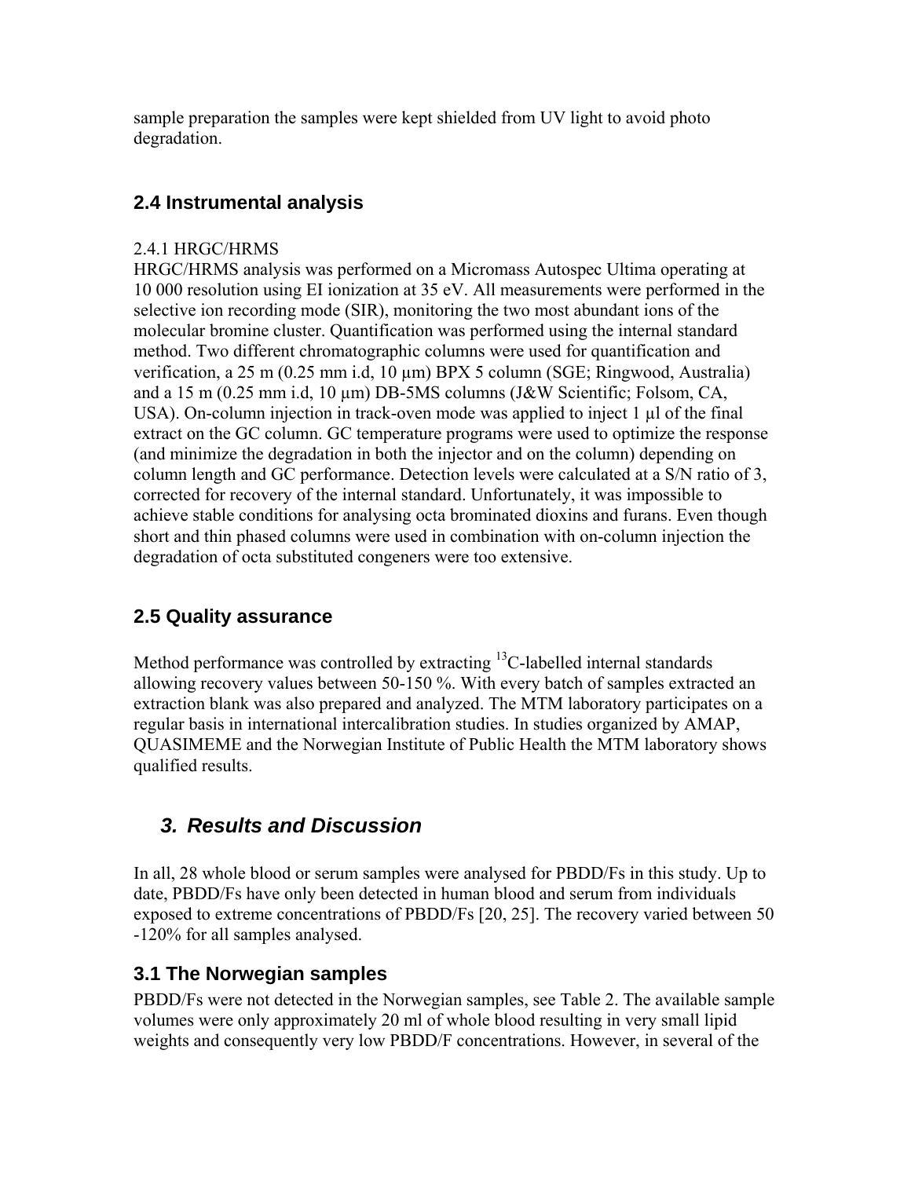sample preparation the samples were kept shielded from UV light to avoid photo degradation.

## 2.4 Instrumental analysis

2.4.1 HRGC/HRMS

HRGC/HRMS analysis was performed on a Micromass Autospec Ultima operating at 10 000 resolution using EI ionization at 35 eV. All measurements were performed in the selective ion recording mode (SIR), monitoring the two most abundant ions of the molecular bromine cluster. Quantification was performed using the internal standard method. Two different chromatographic columns were used for quantification and verification, a 25 m (0.25 mm i.d, 10 µm) BPX 5 column (SGE; Ringwood, Australia) and a 15 m (0.25 mm i.d, 10 µm) DB-5MS columns (J&W Scientific; Folsom, CA, USA). On-column injection in track-oven mode was applied to inject 1 µl of the final extract on the GC column. GC temperature programs were used to optimize the response (and minimize the degradation in both the injector and on the column) depending on column length and GC performance. Detection levels were calculated at a S/N ratio of 3, corrected for recovery of the internal standard. Unfortunately, it was impossible to achieve stable conditions for analysing octa brominated dioxins and furans. Even though short and thin phased columns were used in combination with on-column injection the degradation of octa substituted congeners were too extensive.

## 2.5 Quality assurance

Method performance was controlled by extracting $^{13}C$-labelled internal standards allowing recovery values between 50-150 %. With every batch of samples extracted an extraction blank was also prepared and analyzed. The MTM laboratory participates on a regular basis in international intercalibration studies. In studies organized by AMAP, QUASIMEME and the Norwegian Institute of Public Health the MTM laboratory shows qualified results.

# *3. Results and Discussion*

In all, 28 whole blood or serum samples were analysed for PBDD/Fs in this study. Up to date, PBDD/Fs have only been detected in human blood and serum from individuals exposed to extreme concentrations of PBDD/Fs [20, 25]. The recovery varied between 50 -120% for all samples analysed.

## 3.1 The Norwegian samples

PBDD/Fs were not detected in the Norwegian samples, see Table 2. The available sample volumes were only approximately 20 ml of whole blood resulting in very small lipid weights and consequently very low PBDD/F concentrations. However, in several of the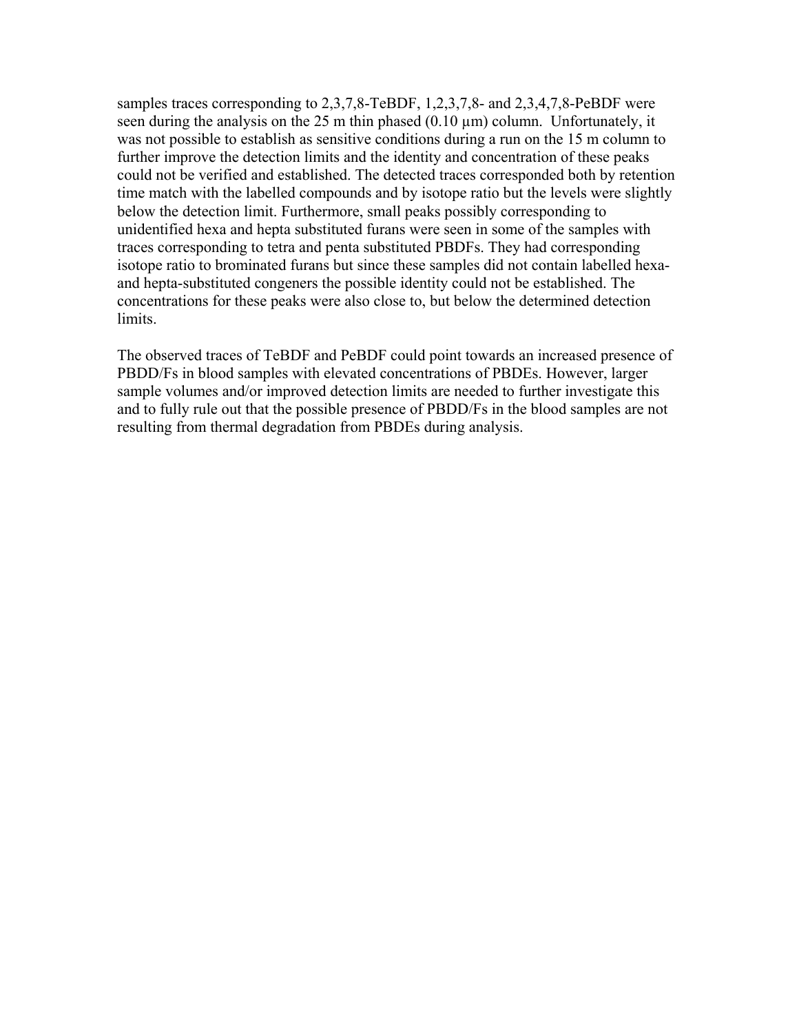samples traces corresponding to 2,3,7,8-TeBDF, 1,2,3,7,8- and 2,3,4,7,8-PeBDF were seen during the analysis on the 25 m thin phased (0.10 µm) column. Unfortunately, it was not possible to establish as sensitive conditions during a run on the 15 m column to further improve the detection limits and the identity and concentration of these peaks could not be verified and established. The detected traces corresponded both by retention time match with the labelled compounds and by isotope ratio but the levels were slightly below the detection limit. Furthermore, small peaks possibly corresponding to unidentified hexa and hepta substituted furans were seen in some of the samples with traces corresponding to tetra and penta substituted PBDFs. They had corresponding isotope ratio to brominated furans but since these samples did not contain labelled hexa- and hepta-substituted congeners the possible identity could not be established. The concentrations for these peaks were also close to, but below the determined detection limits.

The observed traces of TeBDF and PeBDF could point towards an increased presence of PBDD/Fs in blood samples with elevated concentrations of PBDEs. However, larger sample volumes and/or improved detection limits are needed to further investigate this and to fully rule out that the possible presence of PBDD/Fs in the blood samples are not resulting from thermal degradation from PBDEs during analysis.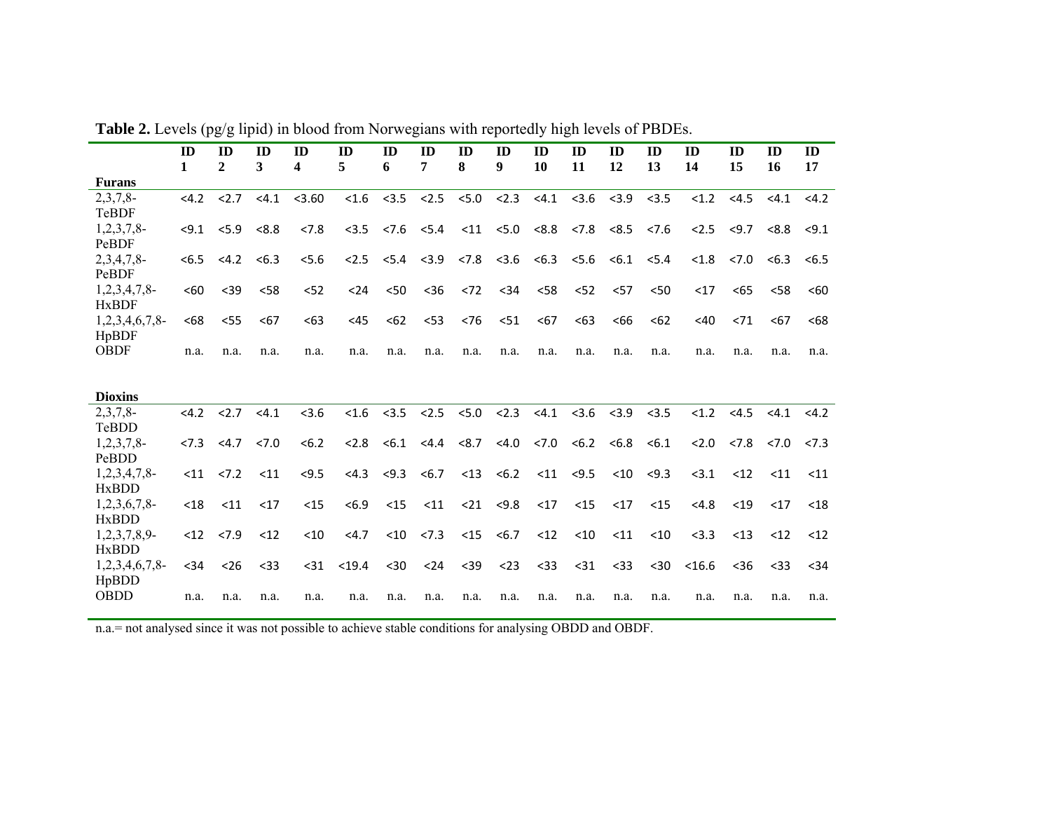**Table 2.** Levels (pg/g lipid) in blood from Norwegians with reportedly high levels of PBDEs.

| | ID 1 | ID 2 | ID 3 | ID 4 | ID 5 | ID 6 | ID 7 | ID 8 | ID 9 | ID 10 | ID 11 | ID 12 | ID 13 | ID 14 | ID 15 | ID 16 | ID 17 |
|---|---|---|---|---|---|---|---|---|---|---|---|---|---|---|---|---|---|
| **Furans** | | | | | | | | | | | | | | | | | |
| 2,3,7,8-TeBDF | <4.2 | <2.7 | <4.1 | <3.60 | <1.6 | <3.5 | <2.5 | <5.0 | <2.3 | <4.1 | <3.6 | <3.9 | <3.5 | <1.2 | <4.5 | <4.1 | <4.2 |
| 1,2,3,7,8-PeBDF | <9.1 | <5.9 | <8.8 | <7.8 | <3.5 | <7.6 | <5.4 | <11 | <5.0 | <8.8 | <7.8 | <8.5 | <7.6 | <2.5 | <9.7 | <8.8 | <9.1 |
| 2,3,4,7,8-PeBDF | <6.5 | <4.2 | <6.3 | <5.6 | <2.5 | <5.4 | <3.9 | <7.8 | <3.6 | <6.3 | <5.6 | <6.1 | <5.4 | <1.8 | <7.0 | <6.3 | <6.5 |
| 1,2,3,4,7,8-HxBDF | <60 | <39 | <58 | <52 | <24 | <50 | <36 | <72 | <34 | <58 | <52 | <57 | <50 | <17 | <65 | <58 | <60 |
| 1,2,3,4,6,7,8-HpBDF | <68 | <55 | <67 | <63 | <45 | <62 | <53 | <76 | <51 | <67 | <63 | <66 | <62 | <40 | <71 | <67 | <68 |
| OBDF | n.a. | n.a. | n.a. | n.a. | n.a. | n.a. | n.a. | n.a. | n.a. | n.a. | n.a. | n.a. | n.a. | n.a. | n.a. | n.a. | n.a. |
| **Dioxins** | | | | | | | | | | | | | | | | | |
| 2,3,7,8-TeBDD | <4.2 | <2.7 | <4.1 | <3.6 | <1.6 | <3.5 | <2.5 | <5.0 | <2.3 | <4.1 | <3.6 | <3.9 | <3.5 | <1.2 | <4.5 | <4.1 | <4.2 |
| 1,2,3,7,8-PeBDD | <7.3 | <4.7 | <7.0 | <6.2 | <2.8 | <6.1 | <4.4 | <8.7 | <4.0 | <7.0 | <6.2 | <6.8 | <6.1 | <2.0 | <7.8 | <7.0 | <7.3 |
| 1,2,3,4,7,8-HxBDD | <11 | <7.2 | <11 | <9.5 | <4.3 | <9.3 | <6.7 | <13 | <6.2 | <11 | <9.5 | <10 | <9.3 | <3.1 | <12 | <11 | <11 |
| 1,2,3,6,7,8-HxBDD | <18 | <11 | <17 | <15 | <6.9 | <15 | <11 | <21 | <9.8 | <17 | <15 | <17 | <15 | <4.8 | <19 | <17 | <18 |
| 1,2,3,7,8,9-HxBDD | <12 | <7.9 | <12 | <10 | <4.7 | <10 | <7.3 | <15 | <6.7 | <12 | <10 | <11 | <10 | <3.3 | <13 | <12 | <12 |
| 1,2,3,4,6,7,8-HpBDD | <34 | <26 | <33 | <31 | <19.4 | <30 | <24 | <39 | <23 | <33 | <31 | <33 | <30 | <16.6 | <36 | <33 | <34 |
| OBDD | n.a. | n.a. | n.a. | n.a. | n.a. | n.a. | n.a. | n.a. | n.a. | n.a. | n.a. | n.a. | n.a. | n.a. | n.a. | n.a. | n.a. |

n.a.= not analysed since it was not possible to achieve stable conditions for analysing OBDD and OBDF.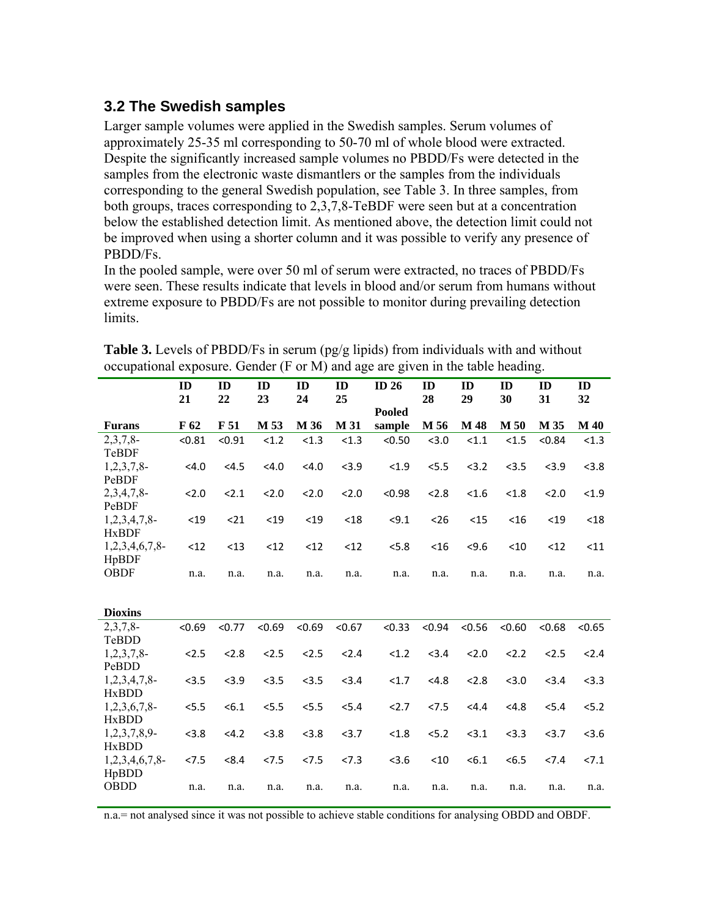### 3.2 The Swedish samples

Larger sample volumes were applied in the Swedish samples. Serum volumes of approximately 25-35 ml corresponding to 50-70 ml of whole blood were extracted. Despite the significantly increased sample volumes no PBDD/Fs were detected in the samples from the electronic waste dismantlers or the samples from the individuals corresponding to the general Swedish population, see Table 3. In three samples, from both groups, traces corresponding to 2,3,7,8-TeBDF were seen but at a concentration below the established detection limit. As mentioned above, the detection limit could not be improved when using a shorter column and it was possible to verify any presence of PBDD/Fs.

In the pooled sample, were over 50 ml of serum were extracted, no traces of PBDD/Fs were seen. These results indicate that levels in blood and/or serum from humans without extreme exposure to PBDD/Fs are not possible to monitor during prevailing detection limits.

**Table 3.** Levels of PBDD/Fs in serum (pg/g lipids) from individuals with and without occupational exposure. Gender (F or M) and age are given in the table heading.

| | ID 21 | ID 22 | ID 23 | ID 24 | ID 25 | ID 26 | ID 28 | ID 29 | ID 30 | ID 31 | ID 32 |
|---|---|---|---|---|---|---|---|---|---|---|---|
| **Furans** | **F 62** | **F 51** | **M 53** | **M 36** | **M 31** | **Pooled sample** | **M 56** | **M 48** | **M 50** | **M 35** | **M 40** |
| 2,3,7,8-TeBDF | <0.81 | <0.91 | <1.2 | <1.3 | <1.3 | <0.50 | <3.0 | <1.1 | <1.5 | <0.84 | <1.3 |
| 1,2,3,7,8-PeBDF | <4.0 | <4.5 | <4.0 | <4.0 | <3.9 | <1.9 | <5.5 | <3.2 | <3.5 | <3.9 | <3.8 |
| 2,3,4,7,8-PeBDF | <2.0 | <2.1 | <2.0 | <2.0 | <2.0 | <0.98 | <2.8 | <1.6 | <1.8 | <2.0 | <1.9 |
| 1,2,3,4,7,8-HxBDF | <19 | <21 | <19 | <19 | <18 | <9.1 | <26 | <15 | <16 | <19 | <18 |
| 1,2,3,4,6,7,8-HpBDF | <12 | <13 | <12 | <12 | <12 | <5.8 | <16 | <9.6 | <10 | <12 | <11 |
| OBDF | n.a. | n.a. | n.a. | n.a. | n.a. | n.a. | n.a. | n.a. | n.a. | n.a. | n.a. |
| **Dioxins** | | | | | | | | | | | |
| 2,3,7,8-TeBDD | <0.69 | <0.77 | <0.69 | <0.69 | <0.67 | <0.33 | <0.94 | <0.56 | <0.60 | <0.68 | <0.65 |
| 1,2,3,7,8-PeBDD | <2.5 | <2.8 | <2.5 | <2.5 | <2.4 | <1.2 | <3.4 | <2.0 | <2.2 | <2.5 | <2.4 |
| 1,2,3,4,7,8-HxBDD | <3.5 | <3.9 | <3.5 | <3.5 | <3.4 | <1.7 | <4.8 | <2.8 | <3.0 | <3.4 | <3.3 |
| 1,2,3,6,7,8-HxBDD | <5.5 | <6.1 | <5.5 | <5.5 | <5.4 | <2.7 | <7.5 | <4.4 | <4.8 | <5.4 | <5.2 |
| 1,2,3,7,8,9-HxBDD | <3.8 | <4.2 | <3.8 | <3.8 | <3.7 | <1.8 | <5.2 | <3.1 | <3.3 | <3.7 | <3.6 |
| 1,2,3,4,6,7,8-HpBDD | <7.5 | <8.4 | <7.5 | <7.5 | <7.3 | <3.6 | <10 | <6.1 | <6.5 | <7.4 | <7.1 |
| OBDD | n.a. | n.a. | n.a. | n.a. | n.a. | n.a. | n.a. | n.a. | n.a. | n.a. | n.a. |

n.a.= not analysed since it was not possible to achieve stable conditions for analysing OBDD and OBDF.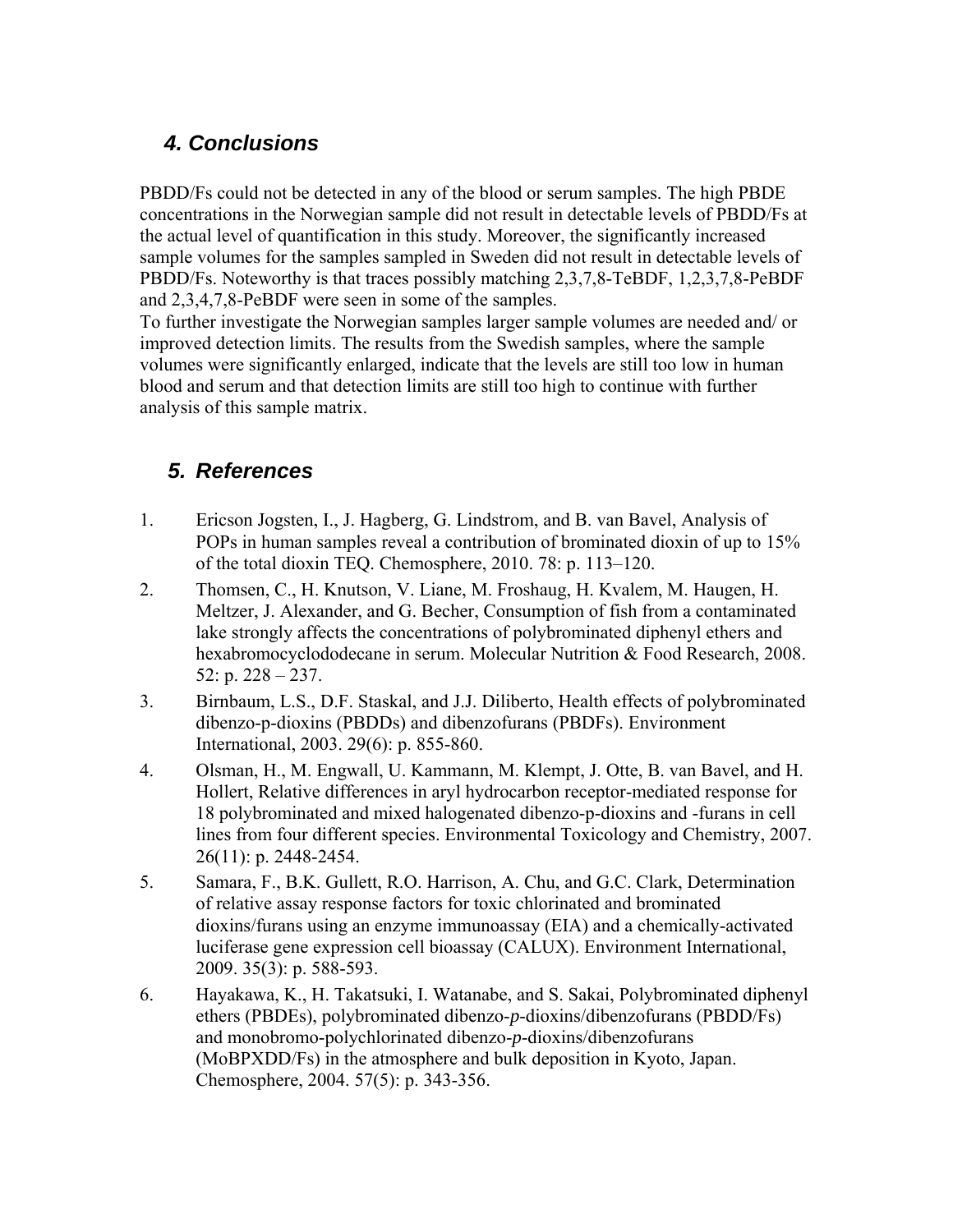## 4. Conclusions

PBDD/Fs could not be detected in any of the blood or serum samples. The high PBDE concentrations in the Norwegian sample did not result in detectable levels of PBDD/Fs at the actual level of quantification in this study. Moreover, the significantly increased sample volumes for the samples sampled in Sweden did not result in detectable levels of PBDD/Fs. Noteworthy is that traces possibly matching 2,3,7,8-TeBDF, 1,2,3,7,8-PeBDF and 2,3,4,7,8-PeBDF were seen in some of the samples.

To further investigate the Norwegian samples larger sample volumes are needed and/ or improved detection limits. The results from the Swedish samples, where the sample volumes were significantly enlarged, indicate that the levels are still too low in human blood and serum and that detection limits are still too high to continue with further analysis of this sample matrix.

## 5. References

1. Ericson Jogsten, I., J. Hagberg, G. Lindstrom, and B. van Bavel, Analysis of POPs in human samples reveal a contribution of brominated dioxin of up to 15% of the total dioxin TEQ. Chemosphere, 2010. 78: p. 113–120.
2. Thomsen, C., H. Knutson, V. Liane, M. Froshaug, H. Kvalem, M. Haugen, H. Meltzer, J. Alexander, and G. Becher, Consumption of fish from a contaminated lake strongly affects the concentrations of polybrominated diphenyl ethers and hexabromocyclododecane in serum. Molecular Nutrition & Food Research, 2008. 52: p. 228 – 237.
3. Birnbaum, L.S., D.F. Staskal, and J.J. Diliberto, Health effects of polybrominated dibenzo-p-dioxins (PBDDs) and dibenzofurans (PBDFs). Environment International, 2003. 29(6): p. 855-860.
4. Olsman, H., M. Engwall, U. Kammann, M. Klempt, J. Otte, B. van Bavel, and H. Hollert, Relative differences in aryl hydrocarbon receptor-mediated response for 18 polybrominated and mixed halogenated dibenzo-p-dioxins and -furans in cell lines from four different species. Environmental Toxicology and Chemistry, 2007. 26(11): p. 2448-2454.
5. Samara, F., B.K. Gullett, R.O. Harrison, A. Chu, and G.C. Clark, Determination of relative assay response factors for toxic chlorinated and brominated dioxins/furans using an enzyme immunoassay (EIA) and a chemically-activated luciferase gene expression cell bioassay (CALUX). Environment International, 2009. 35(3): p. 588-593.
6. Hayakawa, K., H. Takatsuki, I. Watanabe, and S. Sakai, Polybrominated diphenyl ethers (PBDEs), polybrominated dibenzo-*p*-dioxins/dibenzofurans (PBDD/Fs) and monobromo-polychlorinated dibenzo-*p*-dioxins/dibenzofurans (MoBPXDD/Fs) in the atmosphere and bulk deposition in Kyoto, Japan. Chemosphere, 2004. 57(5): p. 343-356.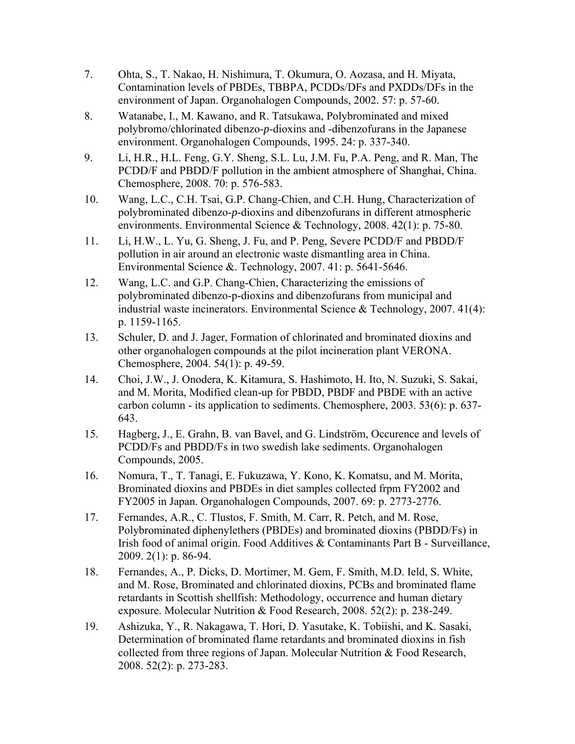7. Ohta, S., T. Nakao, H. Nishimura, T. Okumura, O. Aozasa, and H. Miyata, Contamination levels of PBDEs, TBBPA, PCDDs/DFs and PXDDs/DFs in the environment of Japan. Organohalogen Compounds, 2002. 57: p. 57-60.

8. Watanabe, I., M. Kawano, and R. Tatsukawa, Polybrominated and mixed polybromo/chlorinated dibenzo-*p*-dioxins and -dibenzofurans in the Japanese environment. Organohalogen Compounds, 1995. 24: p. 337-340.

9. Li, H.R., H.L. Feng, G.Y. Sheng, S.L. Lu, J.M. Fu, P.A. Peng, and R. Man, The PCDD/F and PBDD/F pollution in the ambient atmosphere of Shanghai, China. Chemosphere, 2008. 70: p. 576-583.

10. Wang, L.C., C.H. Tsai, G.P. Chang-Chien, and C.H. Hung, Characterization of polybrominated dibenzo-*p*-dioxins and dibenzofurans in different atmospheric environments. Environmental Science & Technology, 2008. 42(1): p. 75-80.

11. Li, H.W., L. Yu, G. Sheng, J. Fu, and P. Peng, Severe PCDD/F and PBDD/F pollution in air around an electronic waste dismantling area in China. Environmental Science &. Technology, 2007. 41: p. 5641-5646.

12. Wang, L.C. and G.P. Chang-Chien, Characterizing the emissions of polybrominated dibenzo-p-dioxins and dibenzofurans from municipal and industrial waste incinerators. Environmental Science & Technology, 2007. 41(4): p. 1159-1165.

13. Schuler, D. and J. Jager, Formation of chlorinated and brominated dioxins and other organohalogen compounds at the pilot incineration plant VERONA. Chemosphere, 2004. 54(1): p. 49-59.

14. Choi, J.W., J. Onodera, K. Kitamura, S. Hashimoto, H. Ito, N. Suzuki, S. Sakai, and M. Morita, Modified clean-up for PBDD, PBDF and PBDE with an active carbon column - its application to sediments. Chemosphere, 2003. 53(6): p. 637-643.

15. Hagberg, J., E. Grahn, B. van Bavel, and G. Lindström, Occurence and levels of PCDD/Fs and PBDD/Fs in two swedish lake sediments. Organohalogen Compounds, 2005.

16. Nomura, T., T. Tanagi, E. Fukuzawa, Y. Kono, K. Komatsu, and M. Morita, Brominated dioxins and PBDEs in diet samples collected frpm FY2002 and FY2005 in Japan. Organohalogen Compounds, 2007. 69: p. 2773-2776.

17. Fernandes, A.R., C. Tlustos, F. Smith, M. Carr, R. Petch, and M. Rose, Polybrominated diphenylethers (PBDEs) and brominated dioxins (PBDD/Fs) in Irish food of animal origin. Food Additives & Contaminants Part B - Surveillance, 2009. 2(1): p. 86-94.

18. Fernandes, A., P. Dicks, D. Mortimer, M. Gem, F. Smith, M.D. Ield, S. White, and M. Rose, Brominated and chlorinated dioxins, PCBs and brominated flame retardants in Scottish shellfish: Methodology, occurrence and human dietary exposure. Molecular Nutrition & Food Research, 2008. 52(2): p. 238-249.

19. Ashizuka, Y., R. Nakagawa, T. Hori, D. Yasutake, K. Tobiishi, and K. Sasaki, Determination of brominated flame retardants and brominated dioxins in fish collected from three regions of Japan. Molecular Nutrition & Food Research, 2008. 52(2): p. 273-283.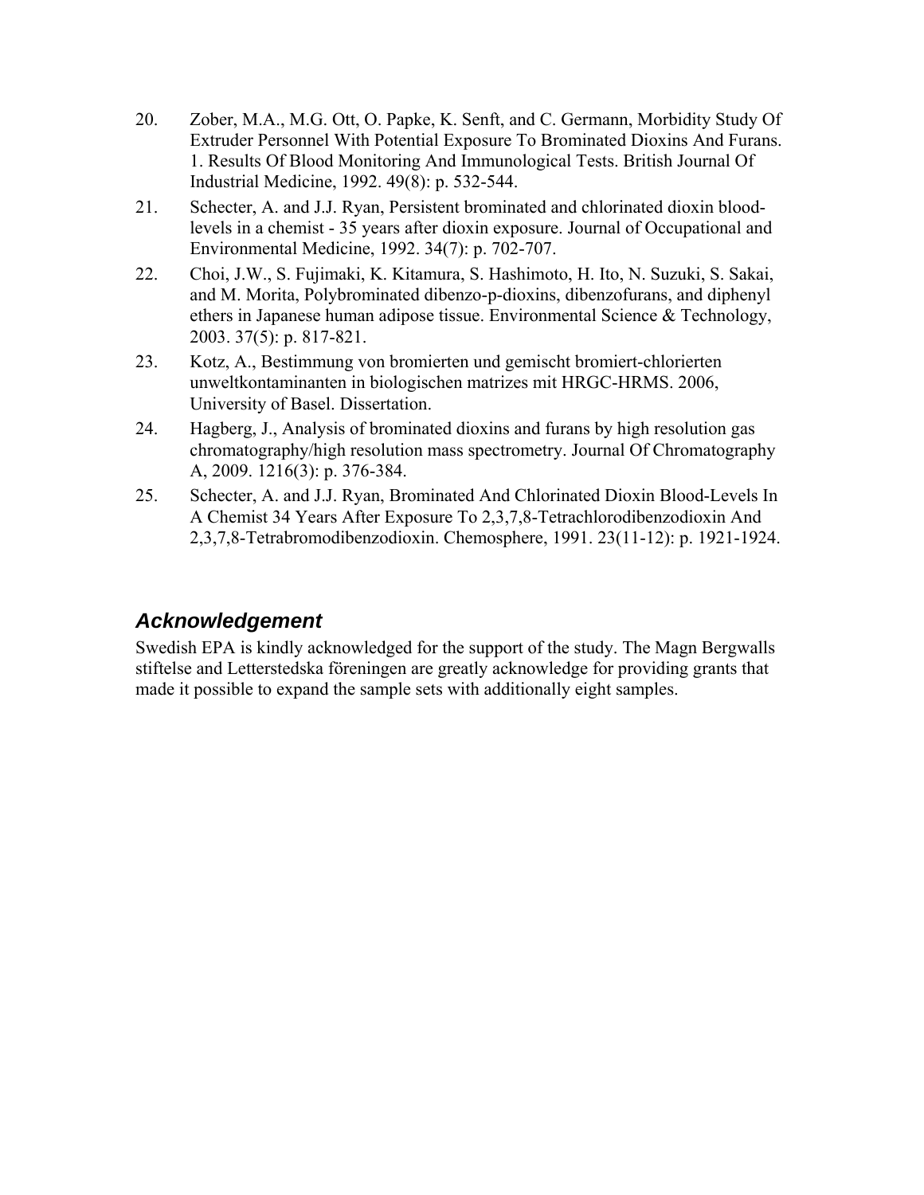20. Zober, M.A., M.G. Ott, O. Papke, K. Senft, and C. Germann, Morbidity Study Of Extruder Personnel With Potential Exposure To Brominated Dioxins And Furans. 1. Results Of Blood Monitoring And Immunological Tests. British Journal Of Industrial Medicine, 1992. 49(8): p. 532-544.
21. Schecter, A. and J.J. Ryan, Persistent brominated and chlorinated dioxin blood-levels in a chemist - 35 years after dioxin exposure. Journal of Occupational and Environmental Medicine, 1992. 34(7): p. 702-707.
22. Choi, J.W., S. Fujimaki, K. Kitamura, S. Hashimoto, H. Ito, N. Suzuki, S. Sakai, and M. Morita, Polybrominated dibenzo-p-dioxins, dibenzofurans, and diphenyl ethers in Japanese human adipose tissue. Environmental Science & Technology, 2003. 37(5): p. 817-821.
23. Kotz, A., Bestimmung von bromierten und gemischt bromiert-chlorierten unweltkontaminanten in biologischen matrizes mit HRGC-HRMS. 2006, University of Basel. Dissertation.
24. Hagberg, J., Analysis of brominated dioxins and furans by high resolution gas chromatography/high resolution mass spectrometry. Journal Of Chromatography A, 2009. 1216(3): p. 376-384.
25. Schecter, A. and J.J. Ryan, Brominated And Chlorinated Dioxin Blood-Levels In A Chemist 34 Years After Exposure To 2,3,7,8-Tetrachlorodibenzodioxin And 2,3,7,8-Tetrabromodibenzodioxin. Chemosphere, 1991. 23(11-12): p. 1921-1924.

## *Acknowledgement*

Swedish EPA is kindly acknowledged for the support of the study. The Magn Bergwalls stiftelse and Letterstedska föreningen are greatly acknowledge for providing grants that made it possible to expand the sample sets with additionally eight samples.